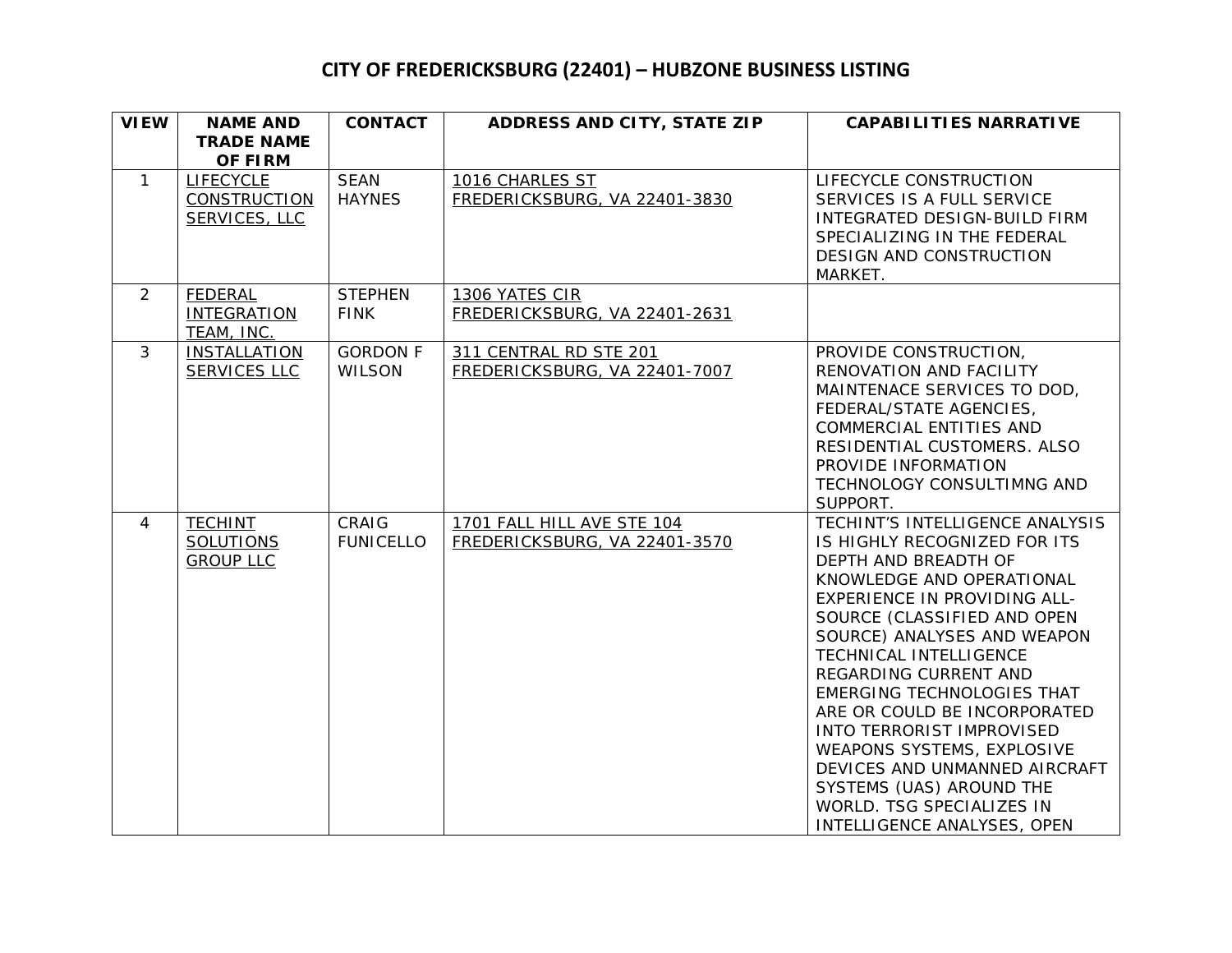# CITY OF FREDERICKSBURG (22401) – HUBZONE BUSINESS LISTING

| VIEW | NAME AND TRADE NAME OF FIRM | CONTACT | ADDRESS AND CITY, STATE ZIP | CAPABILITIES NARRATIVE |
|---|---|---|---|---|
| 1 | LIFECYCLE CONSTRUCTION SERVICES, LLC | SEAN HAYNES | 1016 CHARLES ST FREDERICKSBURG, VA 22401-3830 | LIFECYCLE CONSTRUCTION SERVICES IS A FULL SERVICE INTEGRATED DESIGN-BUILD FIRM SPECIALIZING IN THE FEDERAL DESIGN AND CONSTRUCTION MARKET. |
| 2 | FEDERAL INTEGRATION TEAM, INC. | STEPHEN FINK | 1306 YATES CIR FREDERICKSBURG, VA 22401-2631 | |
| 3 | INSTALLATION SERVICES LLC | GORDON F WILSON | 311 CENTRAL RD STE 201 FREDERICKSBURG, VA 22401-7007 | PROVIDE CONSTRUCTION, RENOVATION AND FACILITY MAINTENACE SERVICES TO DOD, FEDERAL/STATE AGENCIES, COMMERCIAL ENTITIES AND RESIDENTIAL CUSTOMERS. ALSO PROVIDE INFORMATION TECHNOLOGY CONSULTIMNG AND SUPPORT. |
| 4 | TECHINT SOLUTIONS GROUP LLC | CRAIG FUNICELLO | 1701 FALL HILL AVE STE 104 FREDERICKSBURG, VA 22401-3570 | TECHINT'S INTELLIGENCE ANALYSIS IS HIGHLY RECOGNIZED FOR ITS DEPTH AND BREADTH OF KNOWLEDGE AND OPERATIONAL EXPERIENCE IN PROVIDING ALL-SOURCE (CLASSIFIED AND OPEN SOURCE) ANALYSES AND WEAPON TECHNICAL INTELLIGENCE REGARDING CURRENT AND EMERGING TECHNOLOGIES THAT ARE OR COULD BE INCORPORATED INTO TERRORIST IMPROVISED WEAPONS SYSTEMS, EXPLOSIVE DEVICES AND UNMANNED AIRCRAFT SYSTEMS (UAS) AROUND THE WORLD. TSG SPECIALIZES IN INTELLIGENCE ANALYSES, OPEN |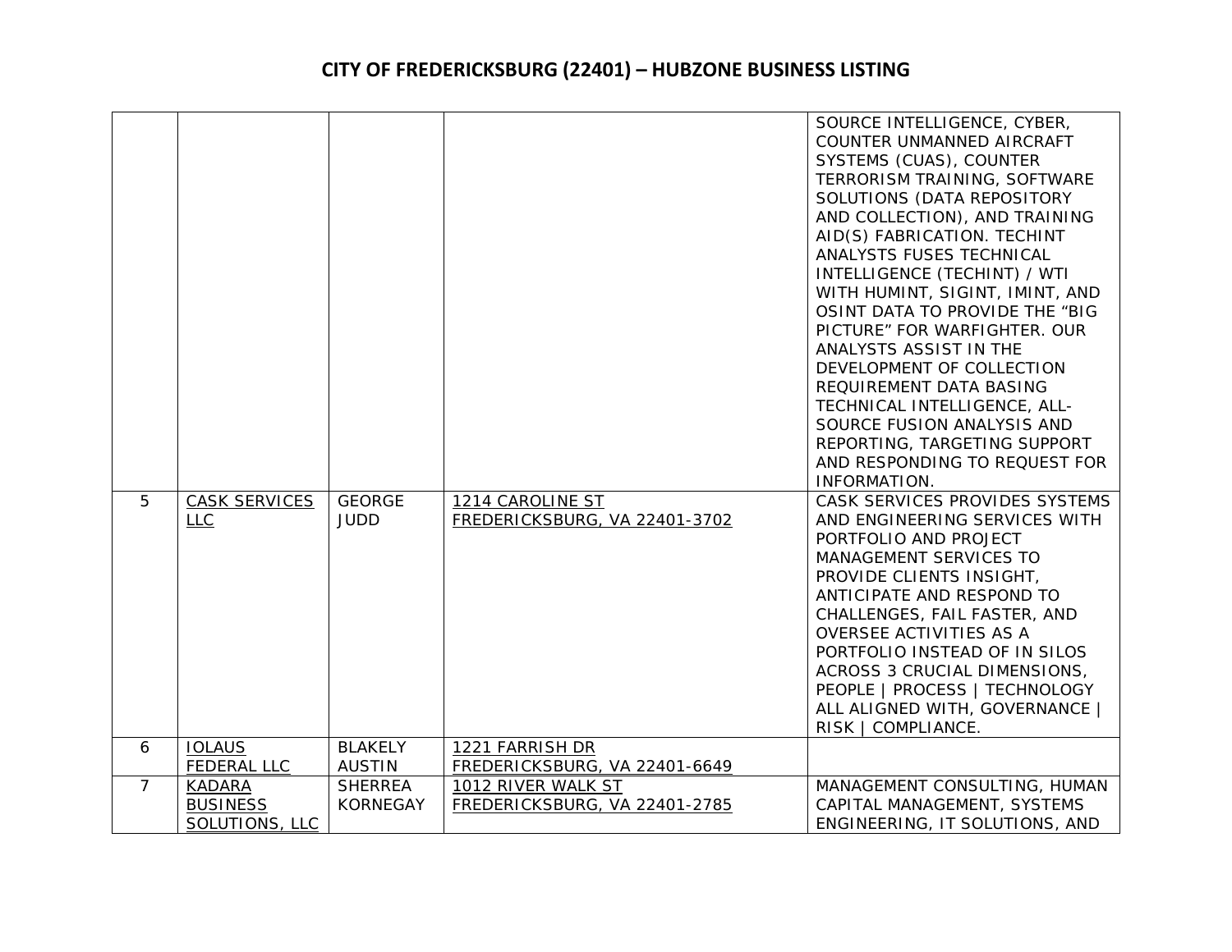# CITY OF FREDERICKSBURG (22401) – HUBZONE BUSINESS LISTING

| | | | | |
|---|---|---|---|---|
| | | | | SOURCE INTELLIGENCE, CYBER, COUNTER UNMANNED AIRCRAFT SYSTEMS (CUAS), COUNTER TERRORISM TRAINING, SOFTWARE SOLUTIONS (DATA REPOSITORY AND COLLECTION), AND TRAINING AID(S) FABRICATION. TECHINT ANALYSTS FUSES TECHNICAL INTELLIGENCE (TECHINT) / WTI WITH HUMINT, SIGINT, IMINT, AND OSINT DATA TO PROVIDE THE "BIG PICTURE" FOR WARFIGHTER. OUR ANALYSTS ASSIST IN THE DEVELOPMENT OF COLLECTION REQUIREMENT DATA BASING TECHNICAL INTELLIGENCE, ALL-SOURCE FUSION ANALYSIS AND REPORTING, TARGETING SUPPORT AND RESPONDING TO REQUEST FOR INFORMATION. |
| 5 | CASK SERVICES LLC | GEORGE JUDD | 1214 CAROLINE ST FREDERICKSBURG, VA 22401-3702 | CASK SERVICES PROVIDES SYSTEMS AND ENGINEERING SERVICES WITH PORTFOLIO AND PROJECT MANAGEMENT SERVICES TO PROVIDE CLIENTS INSIGHT, ANTICIPATE AND RESPOND TO CHALLENGES, FAIL FASTER, AND OVERSEE ACTIVITIES AS A PORTFOLIO INSTEAD OF IN SILOS ACROSS 3 CRUCIAL DIMENSIONS, PEOPLE \| PROCESS \| TECHNOLOGY ALL ALIGNED WITH, GOVERNANCE \| RISK \| COMPLIANCE. |
| 6 | IOLAUS FEDERAL LLC | BLAKELY AUSTIN | 1221 FARRISH DR FREDERICKSBURG, VA 22401-6649 | |
| 7 | KADARA BUSINESS SOLUTIONS, LLC | SHERREA KORNEGAY | 1012 RIVER WALK ST FREDERICKSBURG, VA 22401-2785 | MANAGEMENT CONSULTING, HUMAN CAPITAL MANAGEMENT, SYSTEMS ENGINEERING, IT SOLUTIONS, AND |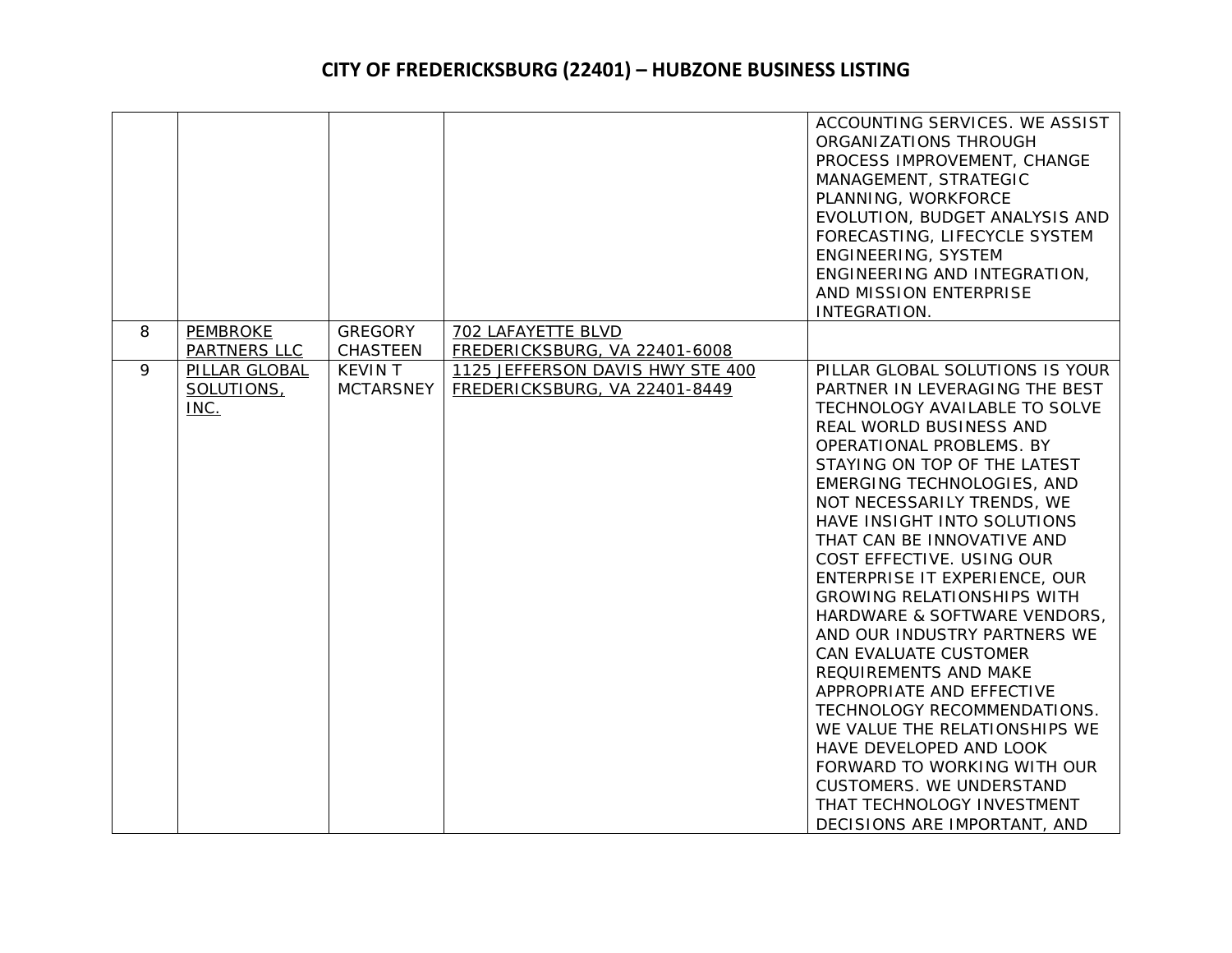# CITY OF FREDERICKSBURG (22401) – HUBZONE BUSINESS LISTING

| | | | | |
|---|---|---|---|---|
| | | | | ACCOUNTING SERVICES. WE ASSIST ORGANIZATIONS THROUGH PROCESS IMPROVEMENT, CHANGE MANAGEMENT, STRATEGIC PLANNING, WORKFORCE EVOLUTION, BUDGET ANALYSIS AND FORECASTING, LIFECYCLE SYSTEM ENGINEERING, SYSTEM ENGINEERING AND INTEGRATION, AND MISSION ENTERPRISE INTEGRATION. |
| 8 | PEMBROKE PARTNERS LLC | GREGORY CHASTEEN | 702 LAFAYETTE BLVD FREDERICKSBURG, VA 22401-6008 | |
| 9 | PILLAR GLOBAL SOLUTIONS, INC. | KEVIN T MCTARSNEY | 1125 JEFFERSON DAVIS HWY STE 400 FREDERICKSBURG, VA 22401-8449 | PILLAR GLOBAL SOLUTIONS IS YOUR PARTNER IN LEVERAGING THE BEST TECHNOLOGY AVAILABLE TO SOLVE REAL WORLD BUSINESS AND OPERATIONAL PROBLEMS. BY STAYING ON TOP OF THE LATEST EMERGING TECHNOLOGIES, AND NOT NECESSARILY TRENDS, WE HAVE INSIGHT INTO SOLUTIONS THAT CAN BE INNOVATIVE AND COST EFFECTIVE. USING OUR ENTERPRISE IT EXPERIENCE, OUR GROWING RELATIONSHIPS WITH HARDWARE & SOFTWARE VENDORS, AND OUR INDUSTRY PARTNERS WE CAN EVALUATE CUSTOMER REQUIREMENTS AND MAKE APPROPRIATE AND EFFECTIVE TECHNOLOGY RECOMMENDATIONS. WE VALUE THE RELATIONSHIPS WE HAVE DEVELOPED AND LOOK FORWARD TO WORKING WITH OUR CUSTOMERS. WE UNDERSTAND THAT TECHNOLOGY INVESTMENT DECISIONS ARE IMPORTANT, AND |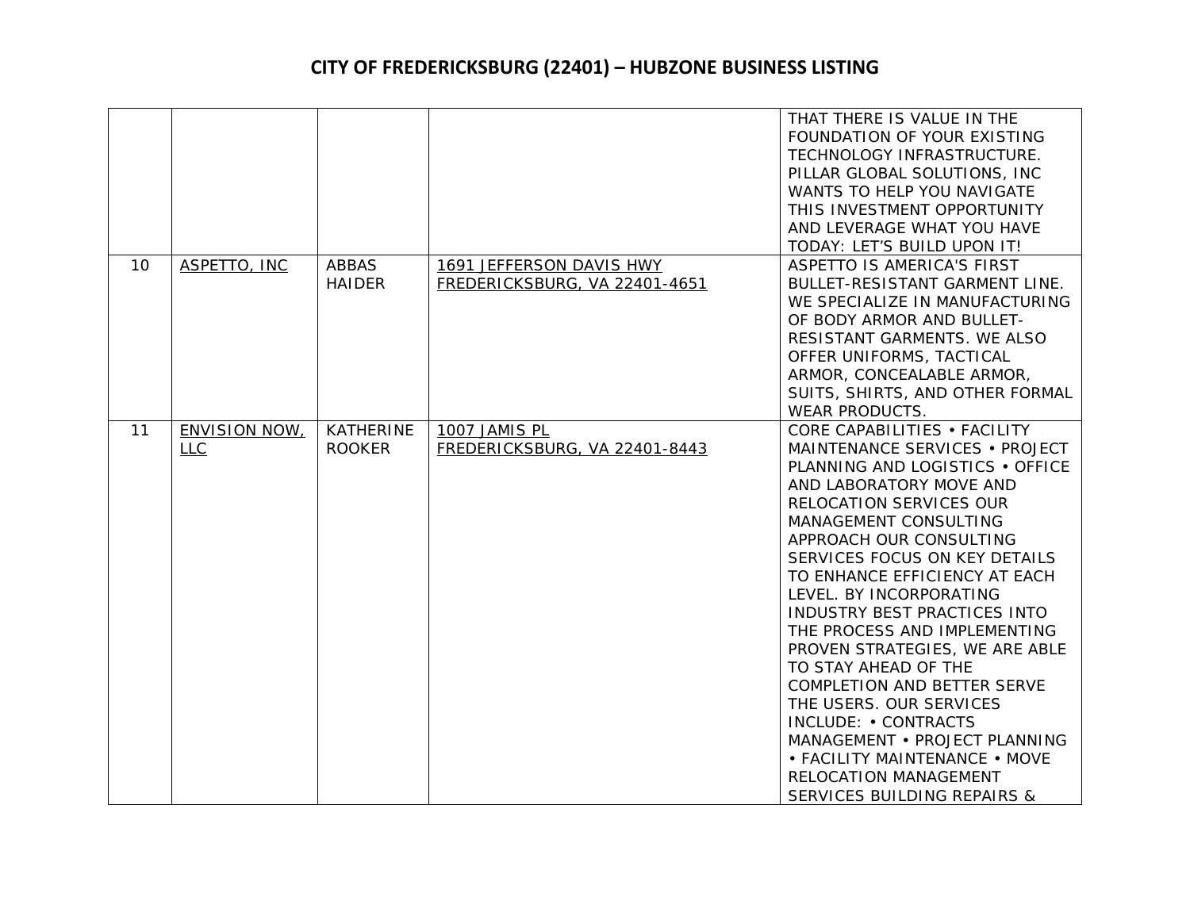# CITY OF FREDERICKSBURG (22401) – HUBZONE BUSINESS LISTING

| | | | | |
|---|---|---|---|---|
| | | | | THAT THERE IS VALUE IN THE FOUNDATION OF YOUR EXISTING TECHNOLOGY INFRASTRUCTURE. PILLAR GLOBAL SOLUTIONS, INC WANTS TO HELP YOU NAVIGATE THIS INVESTMENT OPPORTUNITY AND LEVERAGE WHAT YOU HAVE TODAY: LET'S BUILD UPON IT! |
| 10 | ASPETTO, INC | ABBAS HAIDER | 1691 JEFFERSON DAVIS HWY FREDERICKSBURG, VA 22401-4651 | ASPETTO IS AMERICA'S FIRST BULLET-RESISTANT GARMENT LINE. WE SPECIALIZE IN MANUFACTURING OF BODY ARMOR AND BULLET-RESISTANT GARMENTS. WE ALSO OFFER UNIFORMS, TACTICAL ARMOR, CONCEALABLE ARMOR, SUITS, SHIRTS, AND OTHER FORMAL WEAR PRODUCTS. |
| 11 | ENVISION NOW, LLC | KATHERINE ROOKER | 1007 JAMIS PL FREDERICKSBURG, VA 22401-8443 | CORE CAPABILITIES • FACILITY MAINTENANCE SERVICES • PROJECT PLANNING AND LOGISTICS • OFFICE AND LABORATORY MOVE AND RELOCATION SERVICES OUR MANAGEMENT CONSULTING APPROACH OUR CONSULTING SERVICES FOCUS ON KEY DETAILS TO ENHANCE EFFICIENCY AT EACH LEVEL. BY INCORPORATING INDUSTRY BEST PRACTICES INTO THE PROCESS AND IMPLEMENTING PROVEN STRATEGIES, WE ARE ABLE TO STAY AHEAD OF THE COMPLETION AND BETTER SERVE THE USERS. OUR SERVICES INCLUDE: • CONTRACTS MANAGEMENT • PROJECT PLANNING • FACILITY MAINTENANCE • MOVE RELOCATION MANAGEMENT SERVICES BUILDING REPAIRS & |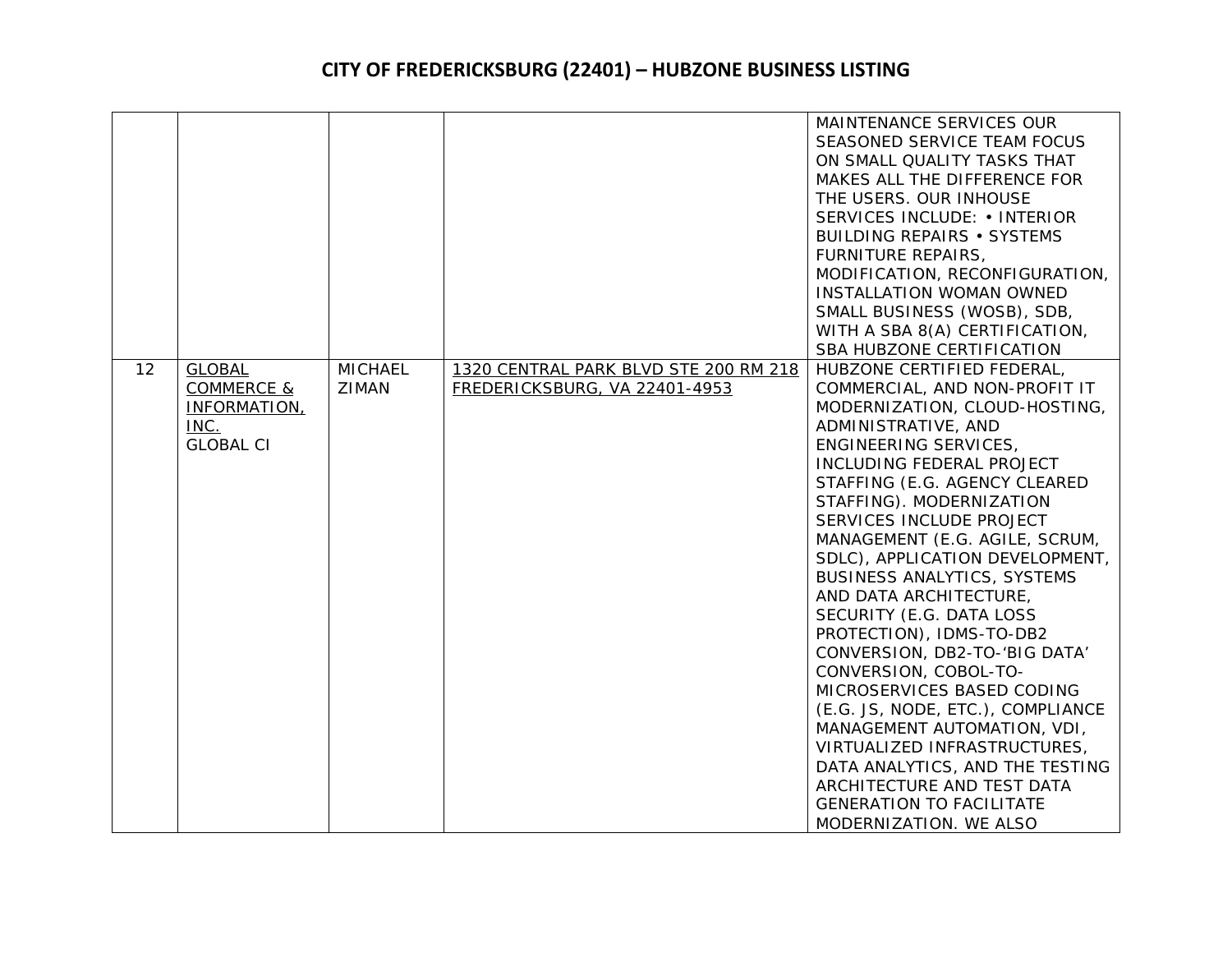# CITY OF FREDERICKSBURG (22401) – HUBZONE BUSINESS LISTING

| | | | | |
|---|---|---|---|---|
| | | | | MAINTENANCE SERVICES OUR SEASONED SERVICE TEAM FOCUS ON SMALL QUALITY TASKS THAT MAKES ALL THE DIFFERENCE FOR THE USERS. OUR INHOUSE SERVICES INCLUDE: • INTERIOR BUILDING REPAIRS • SYSTEMS FURNITURE REPAIRS, MODIFICATION, RECONFIGURATION, INSTALLATION WOMAN OWNED SMALL BUSINESS (WOSB), SDB, WITH A SBA 8(A) CERTIFICATION, SBA HUBZONE CERTIFICATION |
| 12 | GLOBAL COMMERCE & INFORMATION, INC.<br>GLOBAL CI | MICHAEL ZIMAN | 1320 CENTRAL PARK BLVD STE 200 RM 218 FREDERICKSBURG, VA 22401-4953 | HUBZONE CERTIFIED FEDERAL, COMMERCIAL, AND NON-PROFIT IT MODERNIZATION, CLOUD-HOSTING, ADMINISTRATIVE, AND ENGINEERING SERVICES, INCLUDING FEDERAL PROJECT STAFFING (E.G. AGENCY CLEARED STAFFING). MODERNIZATION SERVICES INCLUDE PROJECT MANAGEMENT (E.G. AGILE, SCRUM, SDLC), APPLICATION DEVELOPMENT, BUSINESS ANALYTICS, SYSTEMS AND DATA ARCHITECTURE, SECURITY (E.G. DATA LOSS PROTECTION), IDMS-TO-DB2 CONVERSION, DB2-TO-'BIG DATA' CONVERSION, COBOL-TO-MICROSERVICES BASED CODING (E.G. JS, NODE, ETC.), COMPLIANCE MANAGEMENT AUTOMATION, VDI, VIRTUALIZED INFRASTRUCTURES, DATA ANALYTICS, AND THE TESTING ARCHITECTURE AND TEST DATA GENERATION TO FACILITATE MODERNIZATION. WE ALSO |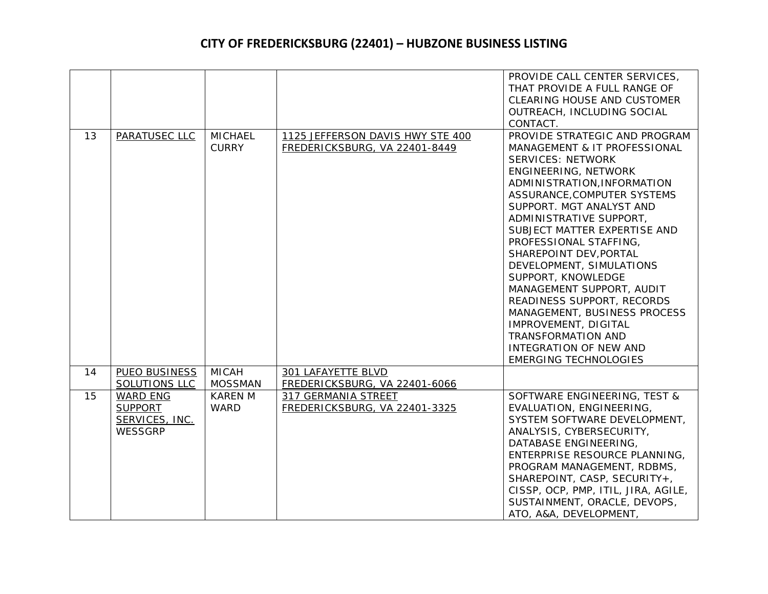# CITY OF FREDERICKSBURG (22401) – HUBZONE BUSINESS LISTING

| | | | | |
|---|---|---|---|---|
| | | | | PROVIDE CALL CENTER SERVICES, THAT PROVIDE A FULL RANGE OF CLEARING HOUSE AND CUSTOMER OUTREACH, INCLUDING SOCIAL CONTACT. |
| 13 | PARATUSEC LLC | MICHAEL CURRY | 1125 JEFFERSON DAVIS HWY STE 400 FREDERICKSBURG, VA 22401-8449 | PROVIDE STRATEGIC AND PROGRAM MANAGEMENT & IT PROFESSIONAL SERVICES: NETWORK ENGINEERING, NETWORK ADMINISTRATION,INFORMATION ASSURANCE,COMPUTER SYSTEMS SUPPORT. MGT ANALYST AND ADMINISTRATIVE SUPPORT, SUBJECT MATTER EXPERTISE AND PROFESSIONAL STAFFING, SHAREPOINT DEV,PORTAL DEVELOPMENT, SIMULATIONS SUPPORT, KNOWLEDGE MANAGEMENT SUPPORT, AUDIT READINESS SUPPORT, RECORDS MANAGEMENT, BUSINESS PROCESS IMPROVEMENT, DIGITAL TRANSFORMATION AND INTEGRATION OF NEW AND EMERGING TECHNOLOGIES |
| 14 | PUEO BUSINESS SOLUTIONS LLC | MICAH MOSSMAN | 301 LAFAYETTE BLVD FREDERICKSBURG, VA 22401-6066 | |
| 15 | WARD ENG SUPPORT SERVICES, INC. WESSGRP | KAREN M WARD | 317 GERMANIA STREET FREDERICKSBURG, VA 22401-3325 | SOFTWARE ENGINEERING, TEST & EVALUATION, ENGINEERING, SYSTEM SOFTWARE DEVELOPMENT, ANALYSIS, CYBERSECURITY, DATABASE ENGINEERING, ENTERPRISE RESOURCE PLANNING, PROGRAM MANAGEMENT, RDBMS, SHAREPOINT, CASP, SECURITY+, CISSP, OCP, PMP, ITIL, JIRA, AGILE, SUSTAINMENT, ORACLE, DEVOPS, ATO, A&A, DEVELOPMENT, |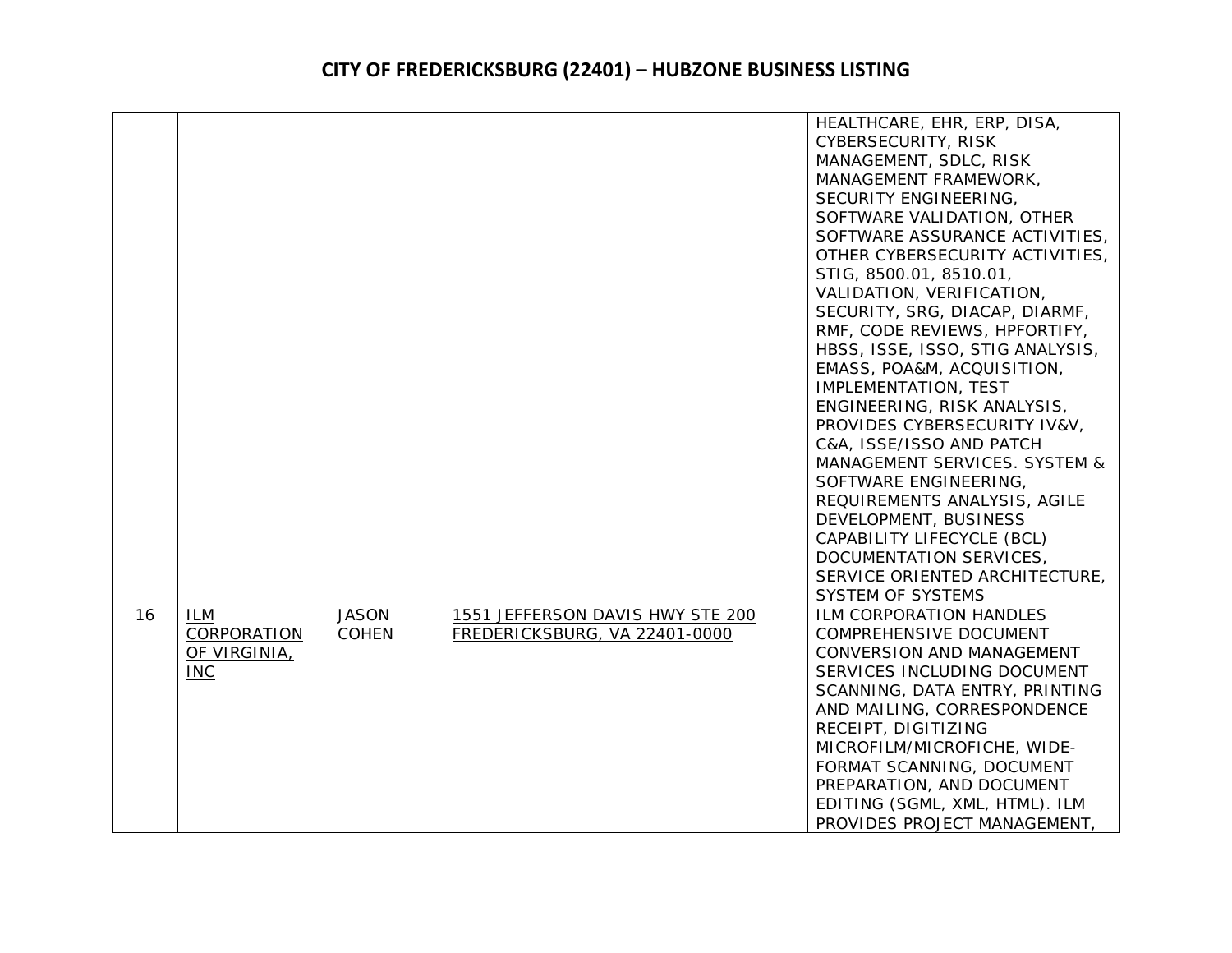# CITY OF FREDERICKSBURG (22401) – HUBZONE BUSINESS LISTING

| | | | | |
|---|---|---|---|---|
| | | | | HEALTHCARE, EHR, ERP, DISA, CYBERSECURITY, RISK MANAGEMENT, SDLC, RISK MANAGEMENT FRAMEWORK, SECURITY ENGINEERING, SOFTWARE VALIDATION, OTHER SOFTWARE ASSURANCE ACTIVITIES, OTHER CYBERSECURITY ACTIVITIES, STIG, 8500.01, 8510.01, VALIDATION, VERIFICATION, SECURITY, SRG, DIACAP, DIARMF, RMF, CODE REVIEWS, HPFORTIFY, HBSS, ISSE, ISSO, STIG ANALYSIS, EMASS, POA&M, ACQUISITION, IMPLEMENTATION, TEST ENGINEERING, RISK ANALYSIS, PROVIDES CYBERSECURITY IV&V, C&A, ISSE/ISSO AND PATCH MANAGEMENT SERVICES. SYSTEM & SOFTWARE ENGINEERING, REQUIREMENTS ANALYSIS, AGILE DEVELOPMENT, BUSINESS CAPABILITY LIFECYCLE (BCL) DOCUMENTATION SERVICES, SERVICE ORIENTED ARCHITECTURE, SYSTEM OF SYSTEMS |
| 16 | ILM CORPORATION OF VIRGINIA, INC | JASON COHEN | 1551 JEFFERSON DAVIS HWY STE 200 FREDERICKSBURG, VA 22401-0000 | ILM CORPORATION HANDLES COMPREHENSIVE DOCUMENT CONVERSION AND MANAGEMENT SERVICES INCLUDING DOCUMENT SCANNING, DATA ENTRY, PRINTING AND MAILING, CORRESPONDENCE RECEIPT, DIGITIZING MICROFILM/MICROFICHE, WIDE-FORMAT SCANNING, DOCUMENT PREPARATION, AND DOCUMENT EDITING (SGML, XML, HTML). ILM PROVIDES PROJECT MANAGEMENT, |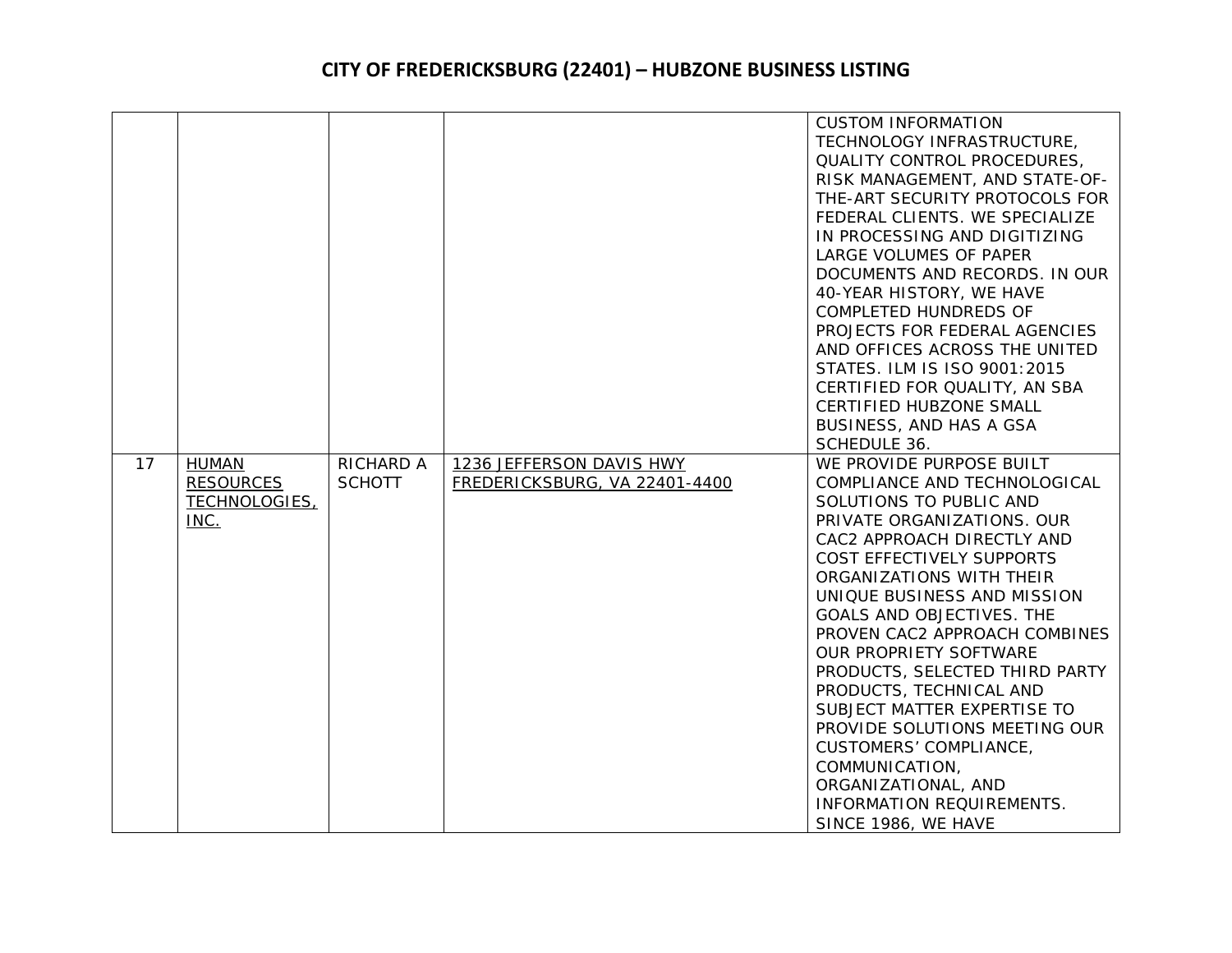# CITY OF FREDERICKSBURG (22401) – HUBZONE BUSINESS LISTING

| | | | | |
|---|---|---|---|---|
| | | | | CUSTOM INFORMATION TECHNOLOGY INFRASTRUCTURE, QUALITY CONTROL PROCEDURES, RISK MANAGEMENT, AND STATE-OF-THE-ART SECURITY PROTOCOLS FOR FEDERAL CLIENTS. WE SPECIALIZE IN PROCESSING AND DIGITIZING LARGE VOLUMES OF PAPER DOCUMENTS AND RECORDS. IN OUR 40-YEAR HISTORY, WE HAVE COMPLETED HUNDREDS OF PROJECTS FOR FEDERAL AGENCIES AND OFFICES ACROSS THE UNITED STATES. ILM IS ISO 9001:2015 CERTIFIED FOR QUALITY, AN SBA CERTIFIED HUBZONE SMALL BUSINESS, AND HAS A GSA SCHEDULE 36. |
| 17 | HUMAN RESOURCES TECHNOLOGIES, INC. | RICHARD A SCHOTT | 1236 JEFFERSON DAVIS HWY FREDERICKSBURG, VA 22401-4400 | WE PROVIDE PURPOSE BUILT COMPLIANCE AND TECHNOLOGICAL SOLUTIONS TO PUBLIC AND PRIVATE ORGANIZATIONS. OUR CAC2 APPROACH DIRECTLY AND COST EFFECTIVELY SUPPORTS ORGANIZATIONS WITH THEIR UNIQUE BUSINESS AND MISSION GOALS AND OBJECTIVES. THE PROVEN CAC2 APPROACH COMBINES OUR PROPRIETY SOFTWARE PRODUCTS, SELECTED THIRD PARTY PRODUCTS, TECHNICAL AND SUBJECT MATTER EXPERTISE TO PROVIDE SOLUTIONS MEETING OUR CUSTOMERS' COMPLIANCE, COMMUNICATION, ORGANIZATIONAL, AND INFORMATION REQUIREMENTS. SINCE 1986, WE HAVE |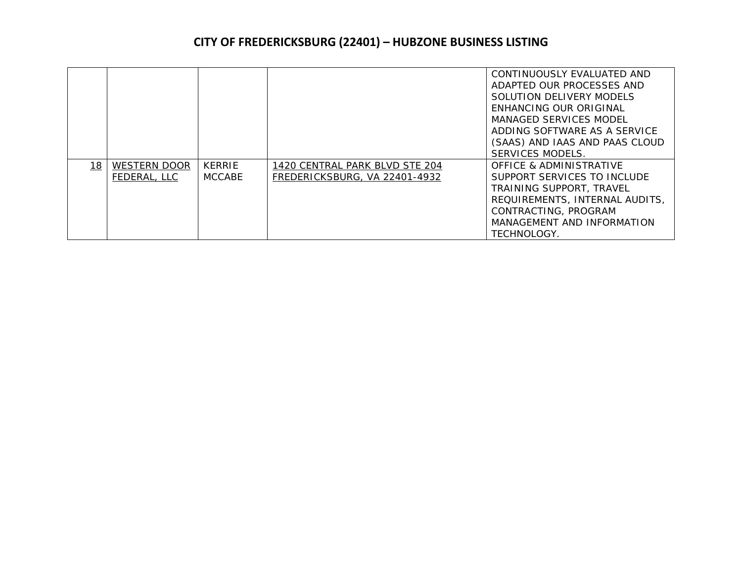## CITY OF FREDERICKSBURG (22401) – HUBZONE BUSINESS LISTING

| | | | | |
|---|---|---|---|---|
| | | | | CONTINUOUSLY EVALUATED AND ADAPTED OUR PROCESSES AND SOLUTION DELIVERY MODELS ENHANCING OUR ORIGINAL MANAGED SERVICES MODEL ADDING SOFTWARE AS A SERVICE (SAAS) AND IAAS AND PAAS CLOUD SERVICES MODELS. |
| 18 | WESTERN DOOR FEDERAL, LLC | KERRIE MCCABE | 1420 CENTRAL PARK BLVD STE 204 FREDERICKSBURG, VA 22401-4932 | OFFICE & ADMINISTRATIVE SUPPORT SERVICES TO INCLUDE TRAINING SUPPORT, TRAVEL REQUIREMENTS, INTERNAL AUDITS, CONTRACTING, PROGRAM MANAGEMENT AND INFORMATION TECHNOLOGY. |